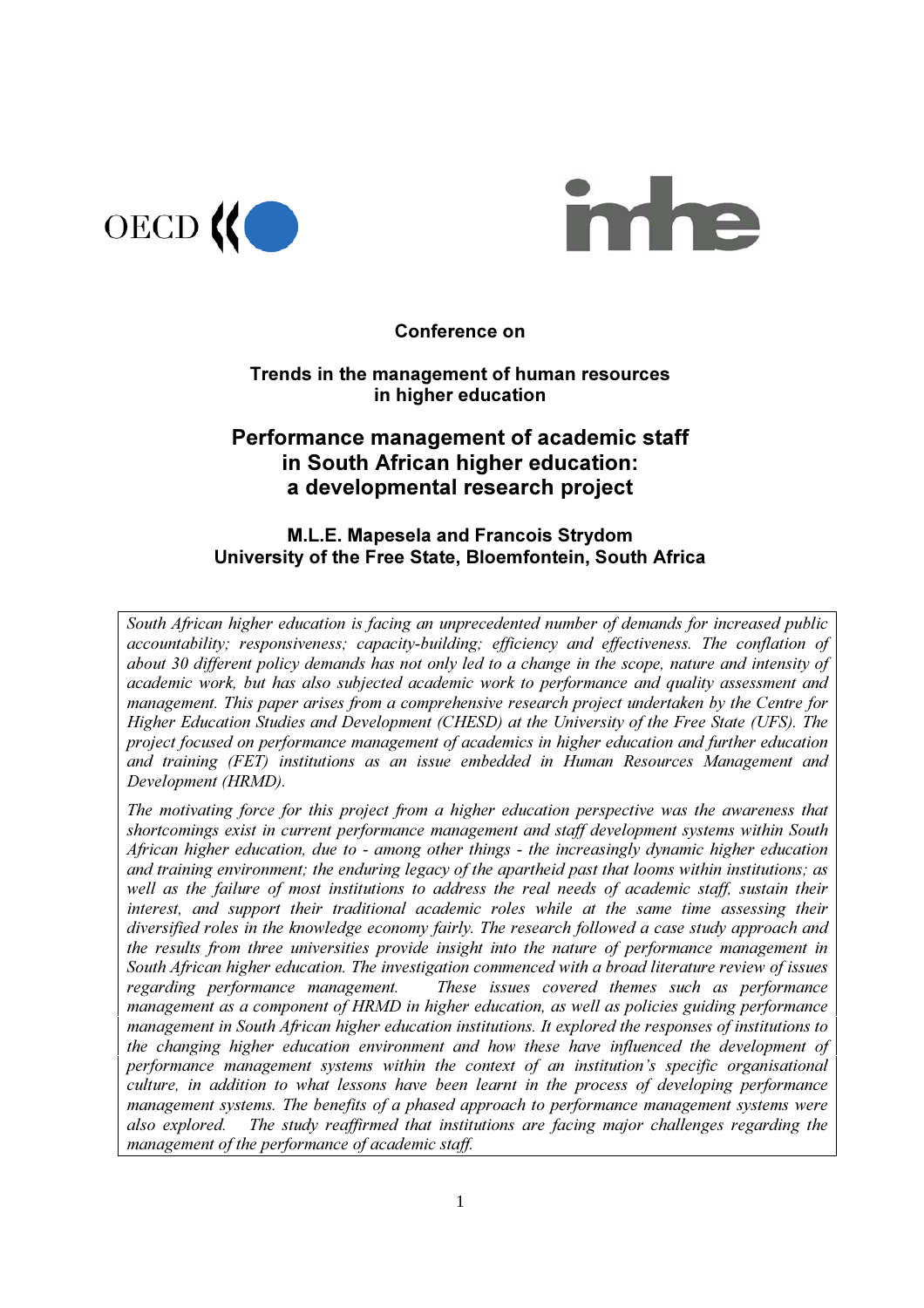Conference on

**Trends in the management of human resources in higher education**

# Performance management of academic staff in South African higher education: a developmental research project

**M.L.E. Mapesela and Francois Strydom**
**University of the Free State, Bloemfontein, South Africa**

*South African higher education is facing an unprecedented number of demands for increased public accountability; responsiveness; capacity-building; efficiency and effectiveness. The conflation of about 30 different policy demands has not only led to a change in the scope, nature and intensity of academic work, but has also subjected academic work to performance and quality assessment and management. This paper arises from a comprehensive research project undertaken by the Centre for Higher Education Studies and Development (CHESD) at the University of the Free State (UFS). The project focused on performance management of academics in higher education and further education and training (FET) institutions as an issue embedded in Human Resources Management and Development (HRMD).*

*The motivating force for this project from a higher education perspective was the awareness that shortcomings exist in current performance management and staff development systems within South African higher education, due to - among other things - the increasingly dynamic higher education and training environment; the enduring legacy of the apartheid past that looms within institutions; as well as the failure of most institutions to address the real needs of academic staff, sustain their interest, and support their traditional academic roles while at the same time assessing their diversified roles in the knowledge economy fairly. The research followed a case study approach and the results from three universities provide insight into the nature of performance management in South African higher education. The investigation commenced with a broad literature review of issues regarding performance management. These issues covered themes such as performance management as a component of HRMD in higher education, as well as policies guiding performance management in South African higher education institutions. It explored the responses of institutions to the changing higher education environment and how these have influenced the development of performance management systems within the context of an institution's specific organisational culture, in addition to what lessons have been learnt in the process of developing performance management systems. The benefits of a phased approach to performance management systems were also explored. The study reaffirmed that institutions are facing major challenges regarding the management of the performance of academic staff.*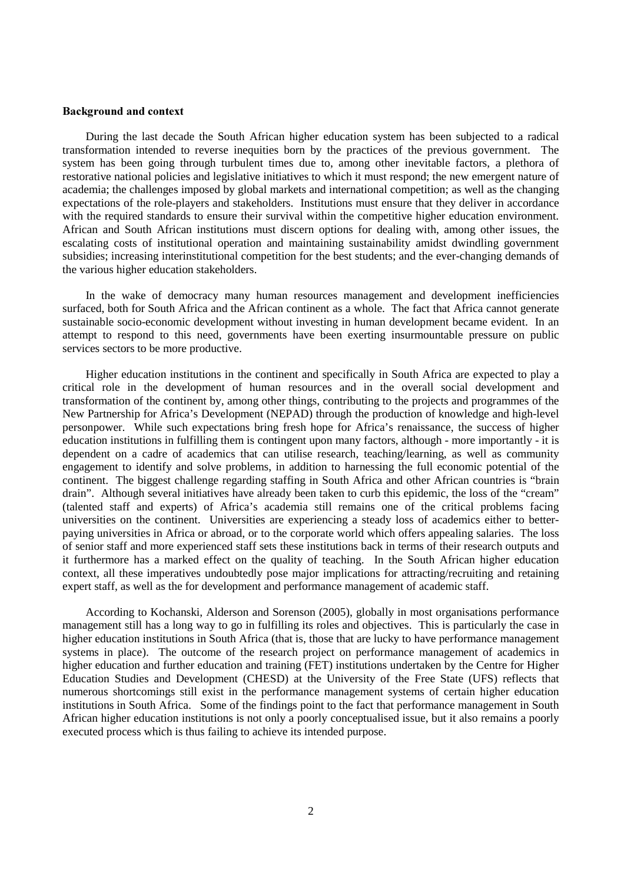**Background and context**

During the last decade the South African higher education system has been subjected to a radical transformation intended to reverse inequities born by the practices of the previous government. The system has been going through turbulent times due to, among other inevitable factors, a plethora of restorative national policies and legislative initiatives to which it must respond; the new emergent nature of academia; the challenges imposed by global markets and international competition; as well as the changing expectations of the role-players and stakeholders. Institutions must ensure that they deliver in accordance with the required standards to ensure their survival within the competitive higher education environment. African and South African institutions must discern options for dealing with, among other issues, the escalating costs of institutional operation and maintaining sustainability amidst dwindling government subsidies; increasing interinstitutional competition for the best students; and the ever-changing demands of the various higher education stakeholders.

In the wake of democracy many human resources management and development inefficiencies surfaced, both for South Africa and the African continent as a whole. The fact that Africa cannot generate sustainable socio-economic development without investing in human development became evident. In an attempt to respond to this need, governments have been exerting insurmountable pressure on public services sectors to be more productive.

Higher education institutions in the continent and specifically in South Africa are expected to play a critical role in the development of human resources and in the overall social development and transformation of the continent by, among other things, contributing to the projects and programmes of the New Partnership for Africa's Development (NEPAD) through the production of knowledge and high-level personpower. While such expectations bring fresh hope for Africa's renaissance, the success of higher education institutions in fulfilling them is contingent upon many factors, although - more importantly - it is dependent on a cadre of academics that can utilise research, teaching/learning, as well as community engagement to identify and solve problems, in addition to harnessing the full economic potential of the continent. The biggest challenge regarding staffing in South Africa and other African countries is "brain drain". Although several initiatives have already been taken to curb this epidemic, the loss of the "cream" (talented staff and experts) of Africa's academia still remains one of the critical problems facing universities on the continent. Universities are experiencing a steady loss of academics either to better-paying universities in Africa or abroad, or to the corporate world which offers appealing salaries. The loss of senior staff and more experienced staff sets these institutions back in terms of their research outputs and it furthermore has a marked effect on the quality of teaching. In the South African higher education context, all these imperatives undoubtedly pose major implications for attracting/recruiting and retaining expert staff, as well as the for development and performance management of academic staff.

According to Kochanski, Alderson and Sorenson (2005), globally in most organisations performance management still has a long way to go in fulfilling its roles and objectives. This is particularly the case in higher education institutions in South Africa (that is, those that are lucky to have performance management systems in place). The outcome of the research project on performance management of academics in higher education and further education and training (FET) institutions undertaken by the Centre for Higher Education Studies and Development (CHESD) at the University of the Free State (UFS) reflects that numerous shortcomings still exist in the performance management systems of certain higher education institutions in South Africa. Some of the findings point to the fact that performance management in South African higher education institutions is not only a poorly conceptualised issue, but it also remains a poorly executed process which is thus failing to achieve its intended purpose.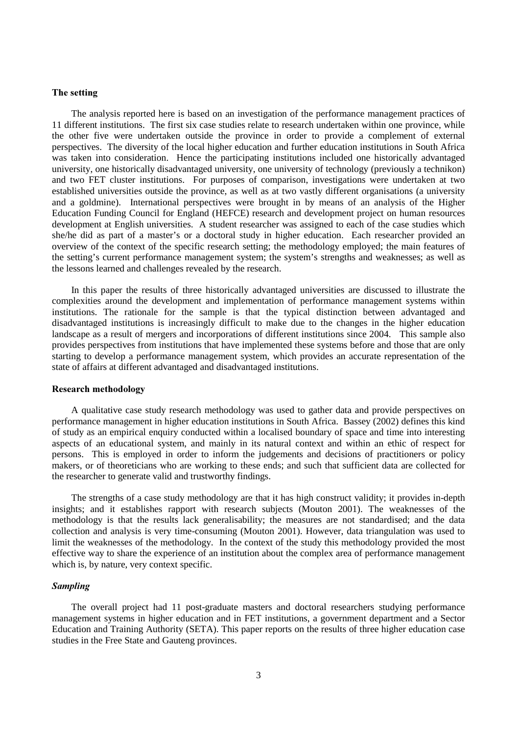### The setting

The analysis reported here is based on an investigation of the performance management practices of 11 different institutions. The first six case studies relate to research undertaken within one province, while the other five were undertaken outside the province in order to provide a complement of external perspectives. The diversity of the local higher education and further education institutions in South Africa was taken into consideration. Hence the participating institutions included one historically advantaged university, one historically disadvantaged university, one university of technology (previously a technikon) and two FET cluster institutions. For purposes of comparison, investigations were undertaken at two established universities outside the province, as well as at two vastly different organisations (a university and a goldmine). International perspectives were brought in by means of an analysis of the Higher Education Funding Council for England (HEFCE) research and development project on human resources development at English universities. A student researcher was assigned to each of the case studies which she/he did as part of a master's or a doctoral study in higher education. Each researcher provided an overview of the context of the specific research setting; the methodology employed; the main features of the setting's current performance management system; the system's strengths and weaknesses; as well as the lessons learned and challenges revealed by the research.

In this paper the results of three historically advantaged universities are discussed to illustrate the complexities around the development and implementation of performance management systems within institutions. The rationale for the sample is that the typical distinction between advantaged and disadvantaged institutions is increasingly difficult to make due to the changes in the higher education landscape as a result of mergers and incorporations of different institutions since 2004. This sample also provides perspectives from institutions that have implemented these systems before and those that are only starting to develop a performance management system, which provides an accurate representation of the state of affairs at different advantaged and disadvantaged institutions.

### Research methodology

A qualitative case study research methodology was used to gather data and provide perspectives on performance management in higher education institutions in South Africa. Bassey (2002) defines this kind of study as an empirical enquiry conducted within a localised boundary of space and time into interesting aspects of an educational system, and mainly in its natural context and within an ethic of respect for persons. This is employed in order to inform the judgements and decisions of practitioners or policy makers, or of theoreticians who are working to these ends; and such that sufficient data are collected for the researcher to generate valid and trustworthy findings.

The strengths of a case study methodology are that it has high construct validity; it provides in-depth insights; and it establishes rapport with research subjects (Mouton 2001). The weaknesses of the methodology is that the results lack generalisability; the measures are not standardised; and the data collection and analysis is very time-consuming (Mouton 2001). However, data triangulation was used to limit the weaknesses of the methodology. In the context of the study this methodology provided the most effective way to share the experience of an institution about the complex area of performance management which is, by nature, very context specific.

#### *Sampling*

The overall project had 11 post-graduate masters and doctoral researchers studying performance management systems in higher education and in FET institutions, a government department and a Sector Education and Training Authority (SETA). This paper reports on the results of three higher education case studies in the Free State and Gauteng provinces.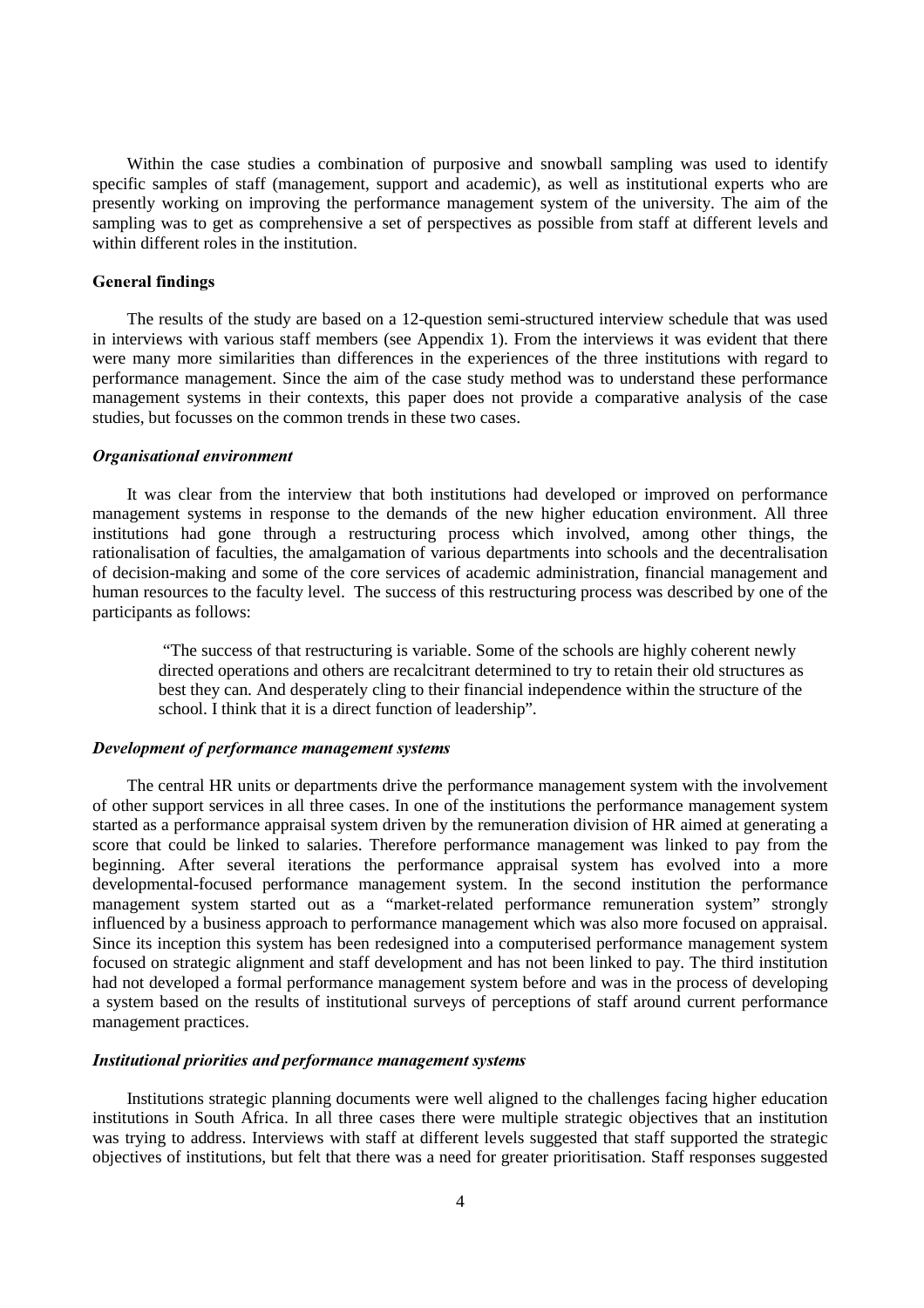Within the case studies a combination of purposive and snowball sampling was used to identify specific samples of staff (management, support and academic), as well as institutional experts who are presently working on improving the performance management system of the university. The aim of the sampling was to get as comprehensive a set of perspectives as possible from staff at different levels and within different roles in the institution.

### General findings

The results of the study are based on a 12-question semi-structured interview schedule that was used in interviews with various staff members (see Appendix 1). From the interviews it was evident that there were many more similarities than differences in the experiences of the three institutions with regard to performance management. Since the aim of the case study method was to understand these performance management systems in their contexts, this paper does not provide a comparative analysis of the case studies, but focusses on the common trends in these two cases.

#### *Organisational environment*

It was clear from the interview that both institutions had developed or improved on performance management systems in response to the demands of the new higher education environment. All three institutions had gone through a restructuring process which involved, among other things, the rationalisation of faculties, the amalgamation of various departments into schools and the decentralisation of decision-making and some of the core services of academic administration, financial management and human resources to the faculty level. The success of this restructuring process was described by one of the participants as follows:

> "The success of that restructuring is variable. Some of the schools are highly coherent newly directed operations and others are recalcitrant determined to try to retain their old structures as best they can. And desperately cling to their financial independence within the structure of the school. I think that it is a direct function of leadership".

#### *Development of performance management systems*

The central HR units or departments drive the performance management system with the involvement of other support services in all three cases. In one of the institutions the performance management system started as a performance appraisal system driven by the remuneration division of HR aimed at generating a score that could be linked to salaries. Therefore performance management was linked to pay from the beginning. After several iterations the performance appraisal system has evolved into a more developmental-focused performance management system. In the second institution the performance management system started out as a "market-related performance remuneration system" strongly influenced by a business approach to performance management which was also more focused on appraisal. Since its inception this system has been redesigned into a computerised performance management system focused on strategic alignment and staff development and has not been linked to pay. The third institution had not developed a formal performance management system before and was in the process of developing a system based on the results of institutional surveys of perceptions of staff around current performance management practices.

#### *Institutional priorities and performance management systems*

Institutions strategic planning documents were well aligned to the challenges facing higher education institutions in South Africa. In all three cases there were multiple strategic objectives that an institution was trying to address. Interviews with staff at different levels suggested that staff supported the strategic objectives of institutions, but felt that there was a need for greater prioritisation. Staff responses suggested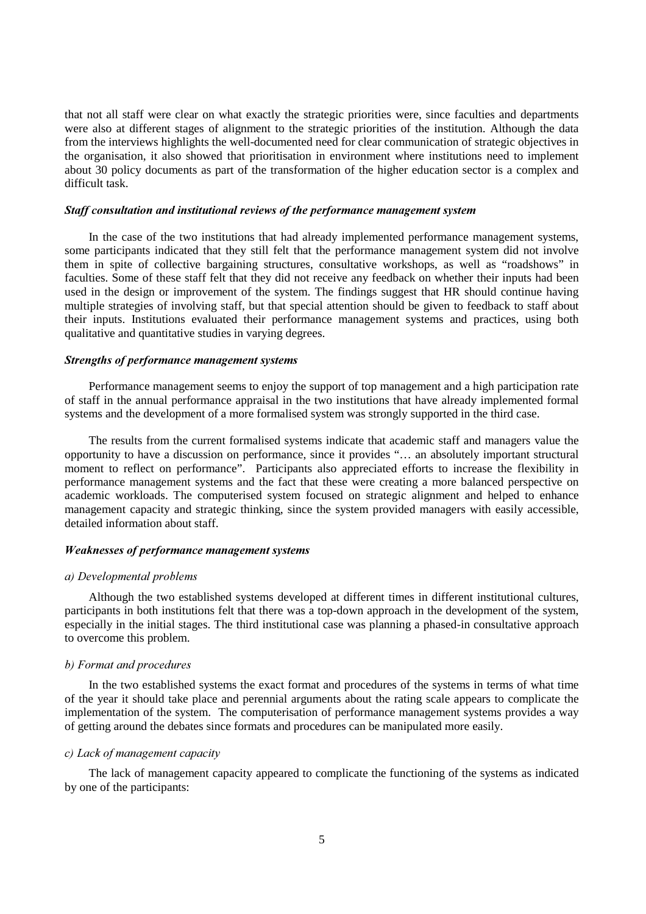that not all staff were clear on what exactly the strategic priorities were, since faculties and departments were also at different stages of alignment to the strategic priorities of the institution. Although the data from the interviews highlights the well-documented need for clear communication of strategic objectives in the organisation, it also showed that prioritisation in environment where institutions need to implement about 30 policy documents as part of the transformation of the higher education sector is a complex and difficult task.

### *Staff consultation and institutional reviews of the performance management system*

In the case of the two institutions that had already implemented performance management systems, some participants indicated that they still felt that the performance management system did not involve them in spite of collective bargaining structures, consultative workshops, as well as "roadshows" in faculties. Some of these staff felt that they did not receive any feedback on whether their inputs had been used in the design or improvement of the system. The findings suggest that HR should continue having multiple strategies of involving staff, but that special attention should be given to feedback to staff about their inputs. Institutions evaluated their performance management systems and practices, using both qualitative and quantitative studies in varying degrees.

### *Strengths of performance management systems*

Performance management seems to enjoy the support of top management and a high participation rate of staff in the annual performance appraisal in the two institutions that have already implemented formal systems and the development of a more formalised system was strongly supported in the third case.

The results from the current formalised systems indicate that academic staff and managers value the opportunity to have a discussion on performance, since it provides "… an absolutely important structural moment to reflect on performance". Participants also appreciated efforts to increase the flexibility in performance management systems and the fact that these were creating a more balanced perspective on academic workloads. The computerised system focused on strategic alignment and helped to enhance management capacity and strategic thinking, since the system provided managers with easily accessible, detailed information about staff.

### *Weaknesses of performance management systems*

#### *a) Developmental problems*

Although the two established systems developed at different times in different institutional cultures, participants in both institutions felt that there was a top-down approach in the development of the system, especially in the initial stages. The third institutional case was planning a phased-in consultative approach to overcome this problem.

#### *b) Format and procedures*

In the two established systems the exact format and procedures of the systems in terms of what time of the year it should take place and perennial arguments about the rating scale appears to complicate the implementation of the system. The computerisation of performance management systems provides a way of getting around the debates since formats and procedures can be manipulated more easily.

#### *c) Lack of management capacity*

The lack of management capacity appeared to complicate the functioning of the systems as indicated by one of the participants: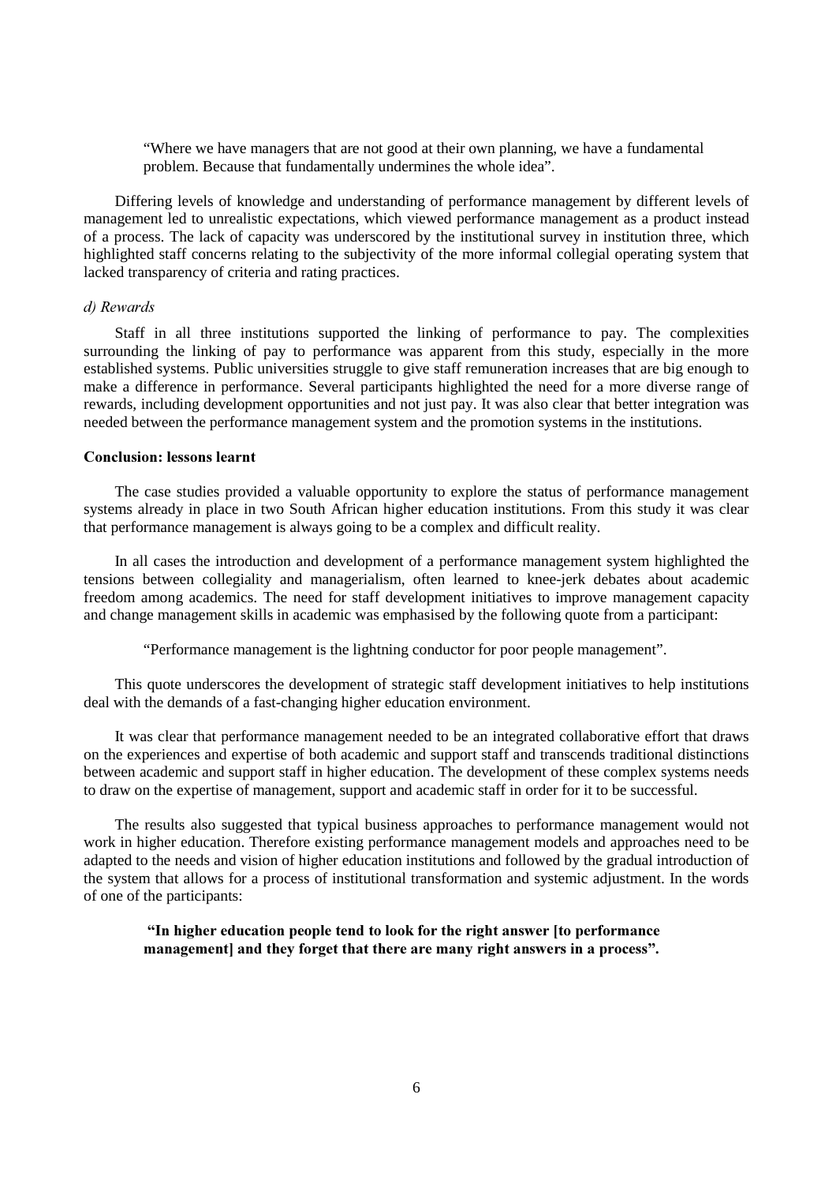> "Where we have managers that are not good at their own planning, we have a fundamental problem. Because that fundamentally undermines the whole idea".

Differing levels of knowledge and understanding of performance management by different levels of management led to unrealistic expectations, which viewed performance management as a product instead of a process. The lack of capacity was underscored by the institutional survey in institution three, which highlighted staff concerns relating to the subjectivity of the more informal collegial operating system that lacked transparency of criteria and rating practices.

*d) Rewards*

Staff in all three institutions supported the linking of performance to pay. The complexities surrounding the linking of pay to performance was apparent from this study, especially in the more established systems. Public universities struggle to give staff remuneration increases that are big enough to make a difference in performance. Several participants highlighted the need for a more diverse range of rewards, including development opportunities and not just pay. It was also clear that better integration was needed between the performance management system and the promotion systems in the institutions.

**Conclusion: lessons learnt**

The case studies provided a valuable opportunity to explore the status of performance management systems already in place in two South African higher education institutions. From this study it was clear that performance management is always going to be a complex and difficult reality.

In all cases the introduction and development of a performance management system highlighted the tensions between collegiality and managerialism, often learned to knee-jerk debates about academic freedom among academics. The need for staff development initiatives to improve management capacity and change management skills in academic was emphasised by the following quote from a participant:

> "Performance management is the lightning conductor for poor people management".

This quote underscores the development of strategic staff development initiatives to help institutions deal with the demands of a fast-changing higher education environment.

It was clear that performance management needed to be an integrated collaborative effort that draws on the experiences and expertise of both academic and support staff and transcends traditional distinctions between academic and support staff in higher education. The development of these complex systems needs to draw on the expertise of management, support and academic staff in order for it to be successful.

The results also suggested that typical business approaches to performance management would not work in higher education. Therefore existing performance management models and approaches need to be adapted to the needs and vision of higher education institutions and followed by the gradual introduction of the system that allows for a process of institutional transformation and systemic adjustment. In the words of one of the participants:

> **"In higher education people tend to look for the right answer [to performance management] and they forget that there are many right answers in a process".**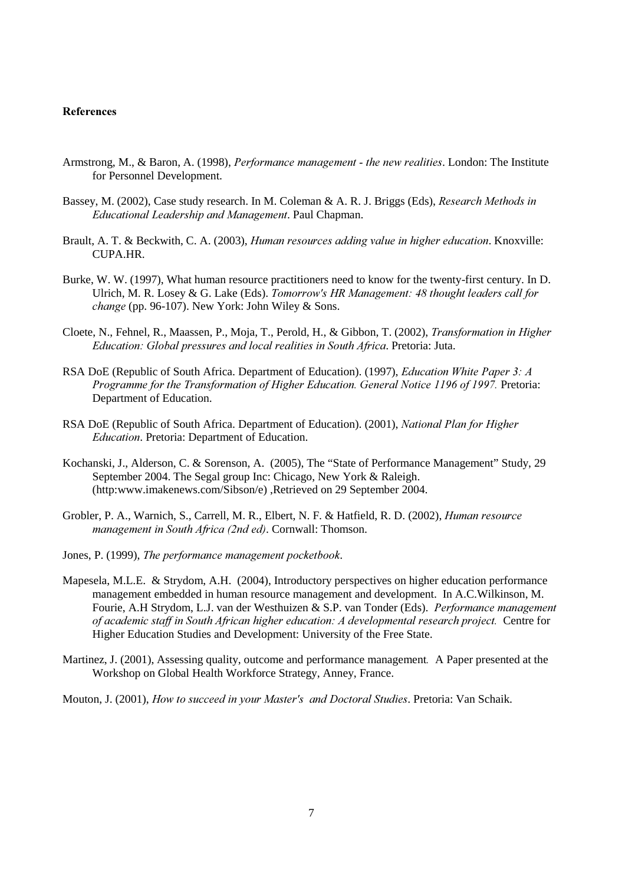**References**

Armstrong, M., & Baron, A. (1998), *Performance management - the new realities*. London: The Institute for Personnel Development.

Bassey, M. (2002), Case study research. In M. Coleman & A. R. J. Briggs (Eds), *Research Methods in Educational Leadership and Management*. Paul Chapman.

Brault, A. T. & Beckwith, C. A. (2003), *Human resources adding value in higher education*. Knoxville: CUPA.HR.

Burke, W. W. (1997), What human resource practitioners need to know for the twenty-first century. In D. Ulrich, M. R. Losey & G. Lake (Eds). *Tomorrow's HR Management: 48 thought leaders call for change* (pp. 96-107). New York: John Wiley & Sons.

Cloete, N., Fehnel, R., Maassen, P., Moja, T., Perold, H., & Gibbon, T. (2002), *Transformation in Higher Education: Global pressures and local realities in South Africa*. Pretoria: Juta.

RSA DoE (Republic of South Africa. Department of Education). (1997), *Education White Paper 3: A Programme for the Transformation of Higher Education. General Notice 1196 of 1997.* Pretoria: Department of Education.

RSA DoE (Republic of South Africa. Department of Education). (2001), *National Plan for Higher Education*. Pretoria: Department of Education.

Kochanski, J., Alderson, C. & Sorenson, A. (2005), The "State of Performance Management" Study, 29 September 2004. The Segal group Inc: Chicago, New York & Raleigh. (http:www.imakenews.com/Sibson/e) ,Retrieved on 29 September 2004.

Grobler, P. A., Warnich, S., Carrell, M. R., Elbert, N. F. & Hatfield, R. D. (2002), *Human resource management in South Africa (2nd ed)*. Cornwall: Thomson.

Jones, P. (1999), *The performance management pocketbook*.

Mapesela, M.L.E. & Strydom, A.H. (2004), Introductory perspectives on higher education performance management embedded in human resource management and development. In A.C.Wilkinson, M. Fourie, A.H Strydom, L.J. van der Westhuizen & S.P. van Tonder (Eds). *Performance management of academic staff in South African higher education: A developmental research project.* Centre for Higher Education Studies and Development: University of the Free State.

Martinez, J. (2001), Assessing quality, outcome and performance management. A Paper presented at the Workshop on Global Health Workforce Strategy, Anney, France.

Mouton, J. (2001), *How to succeed in your Master's and Doctoral Studies*. Pretoria: Van Schaik.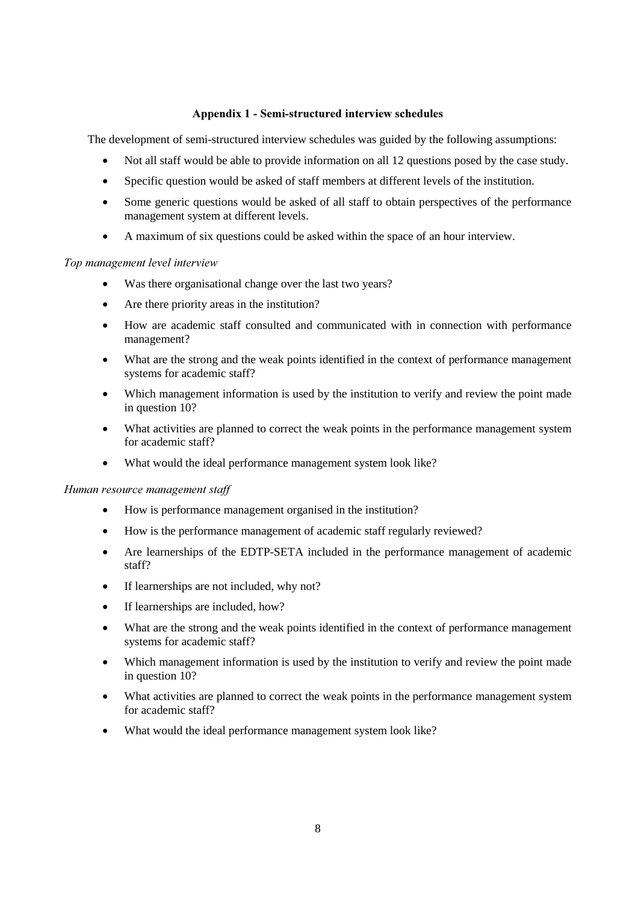## Appendix 1 - Semi-structured interview schedules

The development of semi-structured interview schedules was guided by the following assumptions:

- Not all staff would be able to provide information on all 12 questions posed by the case study.
- Specific question would be asked of staff members at different levels of the institution.
- Some generic questions would be asked of all staff to obtain perspectives of the performance management system at different levels.
- A maximum of six questions could be asked within the space of an hour interview.

*Top management level interview*

- Was there organisational change over the last two years?
- Are there priority areas in the institution?
- How are academic staff consulted and communicated with in connection with performance management?
- What are the strong and the weak points identified in the context of performance management systems for academic staff?
- Which management information is used by the institution to verify and review the point made in question 10?
- What activities are planned to correct the weak points in the performance management system for academic staff?
- What would the ideal performance management system look like?

*Human resource management staff*

- How is performance management organised in the institution?
- How is the performance management of academic staff regularly reviewed?
- Are learnerships of the EDTP-SETA included in the performance management of academic staff?
- If learnerships are not included, why not?
- If learnerships are included, how?
- What are the strong and the weak points identified in the context of performance management systems for academic staff?
- Which management information is used by the institution to verify and review the point made in question 10?
- What activities are planned to correct the weak points in the performance management system for academic staff?
- What would the ideal performance management system look like?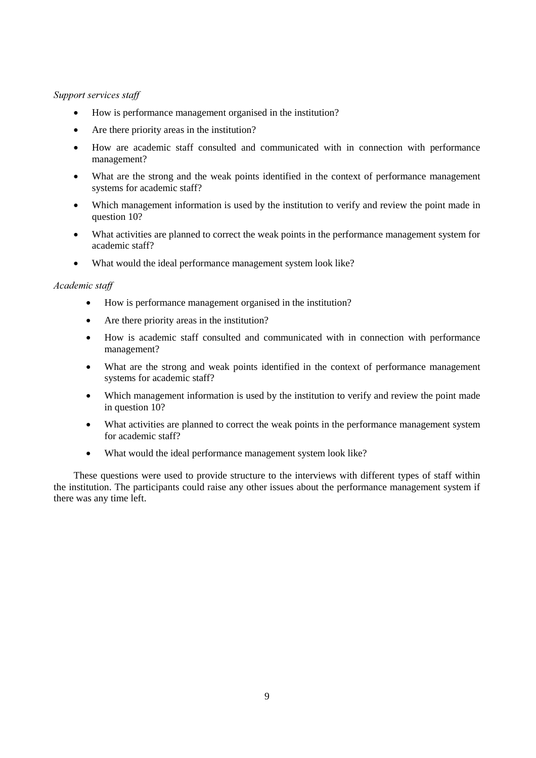*Support services staff*

- How is performance management organised in the institution?
- Are there priority areas in the institution?
- How are academic staff consulted and communicated with in connection with performance management?
- What are the strong and the weak points identified in the context of performance management systems for academic staff?
- Which management information is used by the institution to verify and review the point made in question 10?
- What activities are planned to correct the weak points in the performance management system for academic staff?
- What would the ideal performance management system look like?

*Academic staff*

- How is performance management organised in the institution?
- Are there priority areas in the institution?
- How is academic staff consulted and communicated with in connection with performance management?
- What are the strong and weak points identified in the context of performance management systems for academic staff?
- Which management information is used by the institution to verify and review the point made in question 10?
- What activities are planned to correct the weak points in the performance management system for academic staff?
- What would the ideal performance management system look like?

These questions were used to provide structure to the interviews with different types of staff within the institution. The participants could raise any other issues about the performance management system if there was any time left.